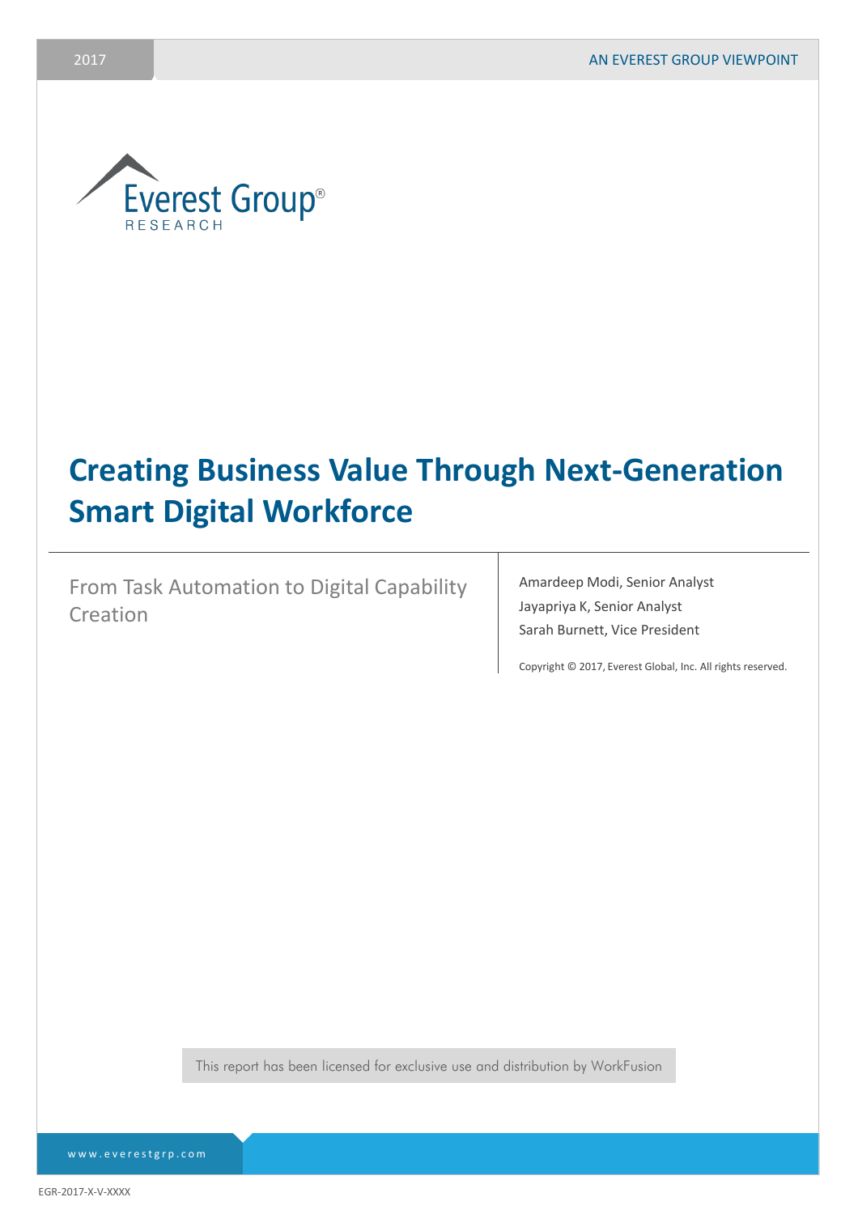2017

AN EVEREST GROUP VIEWPOINT

Everest Group® RESEARCH

# Creating Business Value Through Next-Generation Smart Digital Workforce

From Task Automation to Digital Capability Creation

Amardeep Modi, Senior Analyst
Jayapriya K, Senior Analyst
Sarah Burnett, Vice President

Copyright © 2017, Everest Global, Inc. All rights reserved.

This report has been licensed for exclusive use and distribution by WorkFusion

www.everestgrp.com

EGR-2017-X-V-XXXX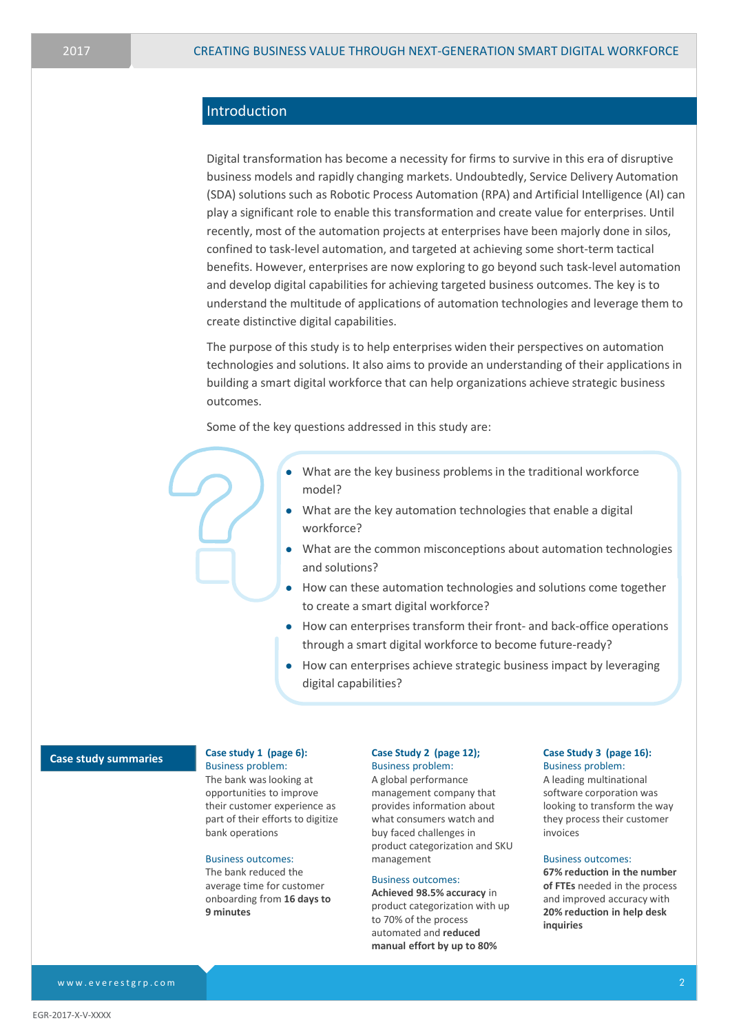## Introduction

Digital transformation has become a necessity for firms to survive in this era of disruptive business models and rapidly changing markets. Undoubtedly, Service Delivery Automation (SDA) solutions such as Robotic Process Automation (RPA) and Artificial Intelligence (AI) can play a significant role to enable this transformation and create value for enterprises. Until recently, most of the automation projects at enterprises have been majorly done in silos, confined to task-level automation, and targeted at achieving some short-term tactical benefits. However, enterprises are now exploring to go beyond such task-level automation and develop digital capabilities for achieving targeted business outcomes. The key is to understand the multitude of applications of automation technologies and leverage them to create distinctive digital capabilities.

The purpose of this study is to help enterprises widen their perspectives on automation technologies and solutions. It also aims to provide an understanding of their applications in building a smart digital workforce that can help organizations achieve strategic business outcomes.

Some of the key questions addressed in this study are:

- What are the key business problems in the traditional workforce model?
- What are the key automation technologies that enable a digital workforce?
- What are the common misconceptions about automation technologies and solutions?
- How can these automation technologies and solutions come together to create a smart digital workforce?
- How can enterprises transform their front- and back-office operations through a smart digital workforce to become future-ready?
- How can enterprises achieve strategic business impact by leveraging digital capabilities?

### Case study summaries

**Case study 1 (page 6):**

Business problem:
The bank was looking at opportunities to improve their customer experience as part of their efforts to digitize bank operations

Business outcomes:
The bank reduced the average time for customer onboarding from **16 days to 9 minutes**

**Case Study 2 (page 12);**

Business problem:
A global performance management company that provides information about what consumers watch and buy faced challenges in product categorization and SKU management

Business outcomes:
**Achieved 98.5% accuracy** in product categorization with up to 70% of the process automated and **reduced manual effort by up to 80%**

**Case Study 3 (page 16):**

Business problem:
A leading multinational software corporation was looking to transform the way they process their customer invoices

Business outcomes:
**67% reduction in the number of FTEs** needed in the process and improved accuracy with **20% reduction in help desk inquiries**

EGR-2017-X-V-XXXX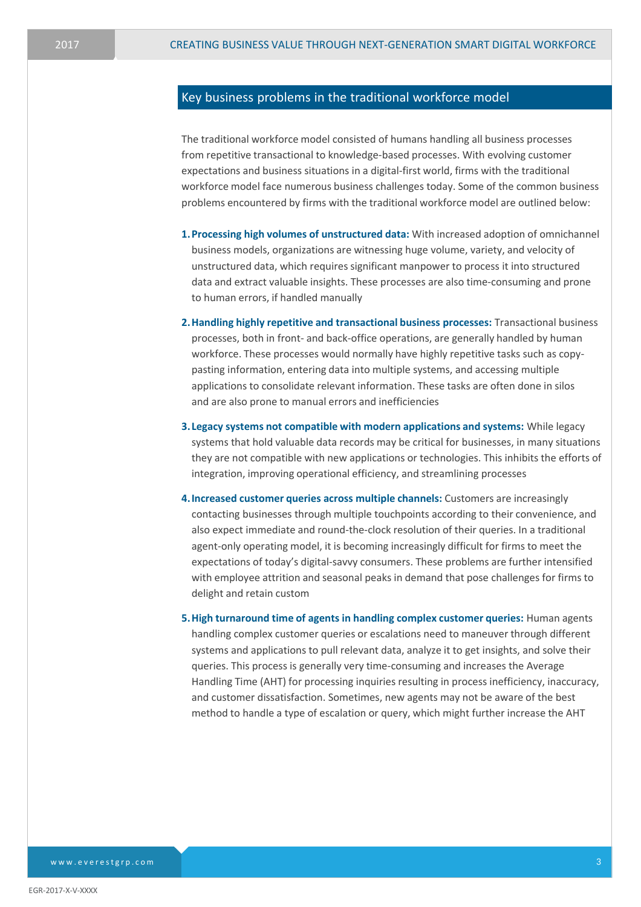## Key business problems in the traditional workforce model

The traditional workforce model consisted of humans handling all business processes from repetitive transactional to knowledge-based processes. With evolving customer expectations and business situations in a digital-first world, firms with the traditional workforce model face numerous business challenges today. Some of the common business problems encountered by firms with the traditional workforce model are outlined below:

1. **Processing high volumes of unstructured data:** With increased adoption of omnichannel business models, organizations are witnessing huge volume, variety, and velocity of unstructured data, which requires significant manpower to process it into structured data and extract valuable insights. These processes are also time-consuming and prone to human errors, if handled manually
2. **Handling highly repetitive and transactional business processes:** Transactional business processes, both in front- and back-office operations, are generally handled by human workforce. These processes would normally have highly repetitive tasks such as copy-pasting information, entering data into multiple systems, and accessing multiple applications to consolidate relevant information. These tasks are often done in silos and are also prone to manual errors and inefficiencies
3. **Legacy systems not compatible with modern applications and systems:** While legacy systems that hold valuable data records may be critical for businesses, in many situations they are not compatible with new applications or technologies. This inhibits the efforts of integration, improving operational efficiency, and streamlining processes
4. **Increased customer queries across multiple channels:** Customers are increasingly contacting businesses through multiple touchpoints according to their convenience, and also expect immediate and round-the-clock resolution of their queries. In a traditional agent-only operating model, it is becoming increasingly difficult for firms to meet the expectations of today's digital-savvy consumers. These problems are further intensified with employee attrition and seasonal peaks in demand that pose challenges for firms to delight and retain custom
5. **High turnaround time of agents in handling complex customer queries:** Human agents handling complex customer queries or escalations need to maneuver through different systems and applications to pull relevant data, analyze it to get insights, and solve their queries. This process is generally very time-consuming and increases the Average Handling Time (AHT) for processing inquiries resulting in process inefficiency, inaccuracy, and customer dissatisfaction. Sometimes, new agents may not be aware of the best method to handle a type of escalation or query, which might further increase the AHT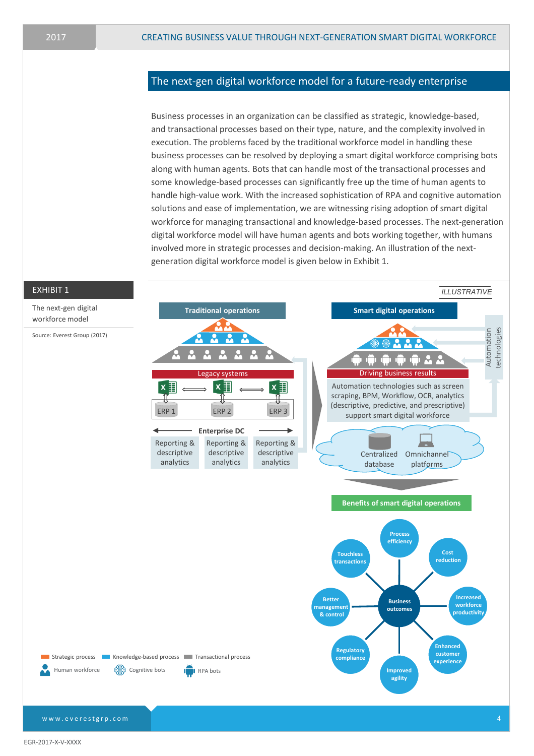## The next-gen digital workforce model for a future-ready enterprise

Business processes in an organization can be classified as strategic, knowledge-based, and transactional processes based on their type, nature, and the complexity involved in execution. The problems faced by the traditional workforce model in handling these business processes can be resolved by deploying a smart digital workforce comprising bots along with human agents. Bots that can handle most of the transactional processes and some knowledge-based processes can significantly free up the time of human agents to handle high-value work. With the increased sophistication of RPA and cognitive automation solutions and ease of implementation, we are witnessing rising adoption of smart digital workforce for managing transactional and knowledge-based processes. The next-generation digital workforce model will have human agents and bots working together, with humans involved more in strategic processes and decision-making. An illustration of the next-generation digital workforce model is given below in Exhibit 1.

**EXHIBIT 1**

The next-gen digital workforce model

Source: Everest Group (2017)

*ILLUSTRATIVE*

**Traditional operations**

Legacy systems

ERP 1 | ERP 2 | ERP 3

Enterprise DC

Reporting & descriptive analytics | Reporting & descriptive analytics | Reporting & descriptive analytics

**Smart digital operations**

Automation technologies

Driving business results

Automation technologies such as screen scraping, BPM, Workflow, OCR, analytics (descriptive, predictive, and prescriptive) support smart digital workforce

Centralized database | Omnichannel platforms

**Benefits of smart digital operations**

Business outcomes:
- Process efficiency
- Cost reduction
- Increased workforce productivity
- Enhanced customer experience
- Improved agility
- Regulatory compliance
- Better management & control
- Touchless transactions

Legend: Strategic process; Knowledge-based process; Transactional process; Human workforce; Cognitive bots; RPA bots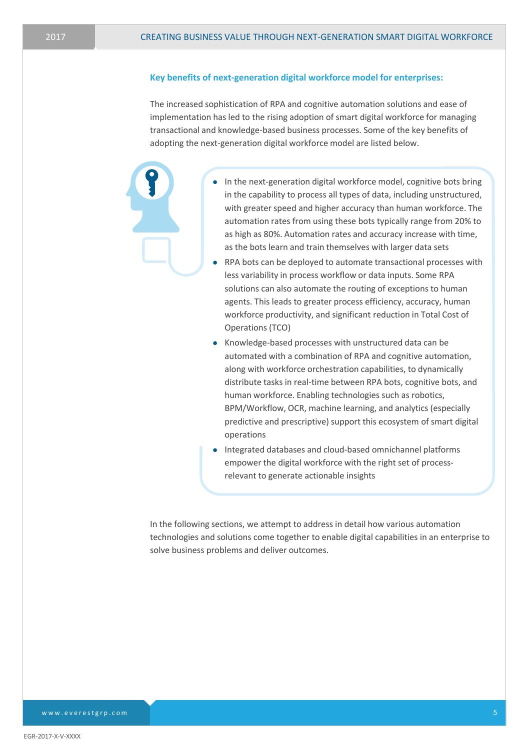### Key benefits of next-generation digital workforce model for enterprises:

The increased sophistication of RPA and cognitive automation solutions and ease of implementation has led to the rising adoption of smart digital workforce for managing transactional and knowledge-based business processes. Some of the key benefits of adopting the next-generation digital workforce model are listed below.

- In the next-generation digital workforce model, cognitive bots bring in the capability to process all types of data, including unstructured, with greater speed and higher accuracy than human workforce. The automation rates from using these bots typically range from 20% to as high as 80%. Automation rates and accuracy increase with time, as the bots learn and train themselves with larger data sets
- RPA bots can be deployed to automate transactional processes with less variability in process workflow or data inputs. Some RPA solutions can also automate the routing of exceptions to human agents. This leads to greater process efficiency, accuracy, human workforce productivity, and significant reduction in Total Cost of Operations (TCO)
- Knowledge-based processes with unstructured data can be automated with a combination of RPA and cognitive automation, along with workforce orchestration capabilities, to dynamically distribute tasks in real-time between RPA bots, cognitive bots, and human workforce. Enabling technologies such as robotics, BPM/Workflow, OCR, machine learning, and analytics (especially predictive and prescriptive) support this ecosystem of smart digital operations
- Integrated databases and cloud-based omnichannel platforms empower the digital workforce with the right set of process-relevant to generate actionable insights

In the following sections, we attempt to address in detail how various automation technologies and solutions come together to enable digital capabilities in an enterprise to solve business problems and deliver outcomes.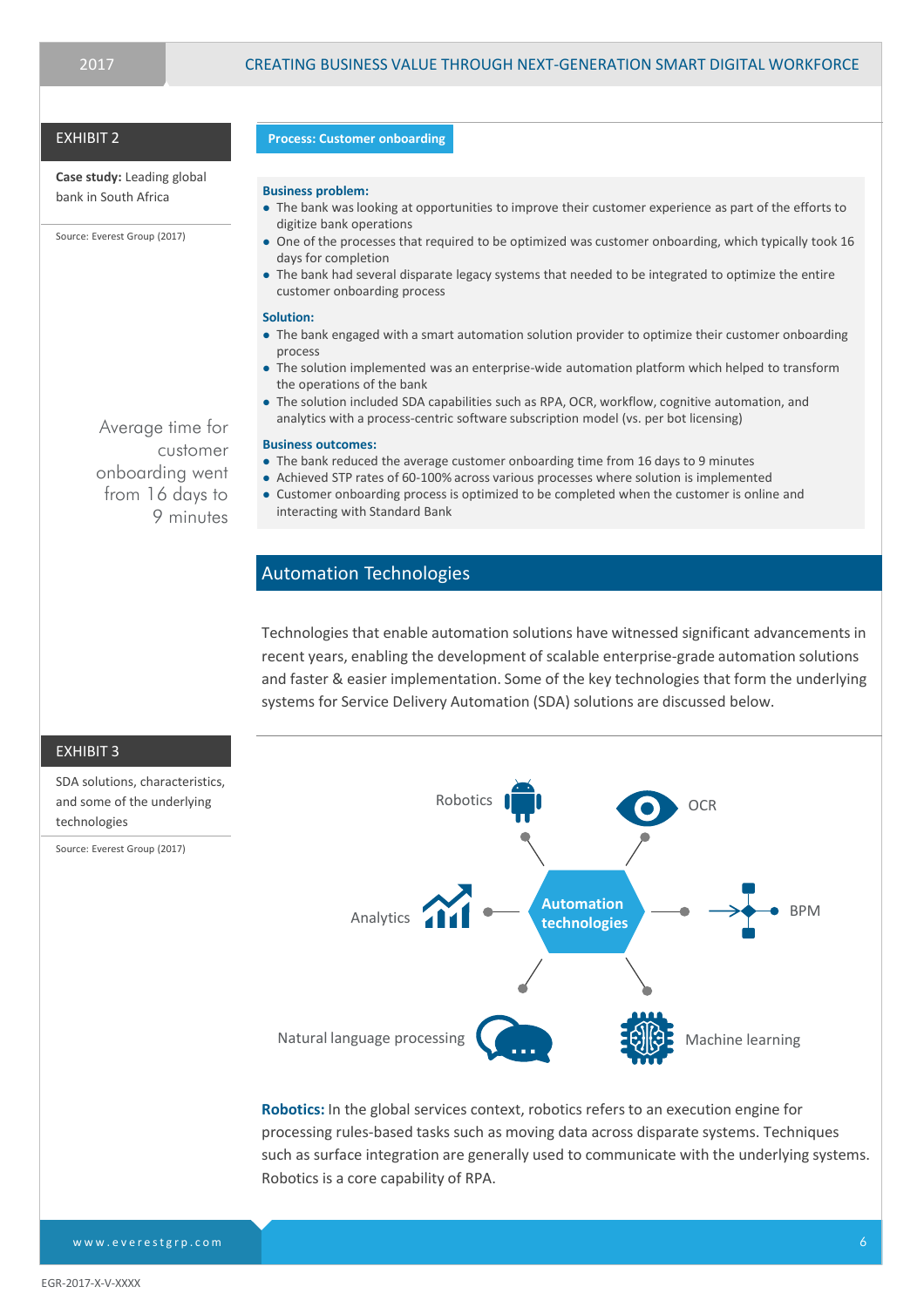**EXHIBIT 2**

**Case study:** Leading global bank in South Africa

Source: Everest Group (2017)

Average time for customer onboarding went from 16 days to 9 minutes

**Process: Customer onboarding**

**Business problem:**

- The bank was looking at opportunities to improve their customer experience as part of the efforts to digitize bank operations
- One of the processes that required to be optimized was customer onboarding, which typically took 16 days for completion
- The bank had several disparate legacy systems that needed to be integrated to optimize the entire customer onboarding process

**Solution:**

- The bank engaged with a smart automation solution provider to optimize their customer onboarding process
- The solution implemented was an enterprise-wide automation platform which helped to transform the operations of the bank
- The solution included SDA capabilities such as RPA, OCR, workflow, cognitive automation, and analytics with a process-centric software subscription model (vs. per bot licensing)

**Business outcomes:**

- The bank reduced the average customer onboarding time from 16 days to 9 minutes
- Achieved STP rates of 60-100% across various processes where solution is implemented
- Customer onboarding process is optimized to be completed when the customer is online and interacting with Standard Bank

## Automation Technologies

Technologies that enable automation solutions have witnessed significant advancements in recent years, enabling the development of scalable enterprise-grade automation solutions and faster & easier implementation. Some of the key technologies that form the underlying systems for Service Delivery Automation (SDA) solutions are discussed below.

**EXHIBIT 3**

SDA solutions, characteristics, and some of the underlying technologies

Source: Everest Group (2017)

Automation technologies: Robotics, OCR, BPM, Machine learning, Natural language processing, Analytics

**Robotics:** In the global services context, robotics refers to an execution engine for processing rules-based tasks such as moving data across disparate systems. Techniques such as surface integration are generally used to communicate with the underlying systems. Robotics is a core capability of RPA.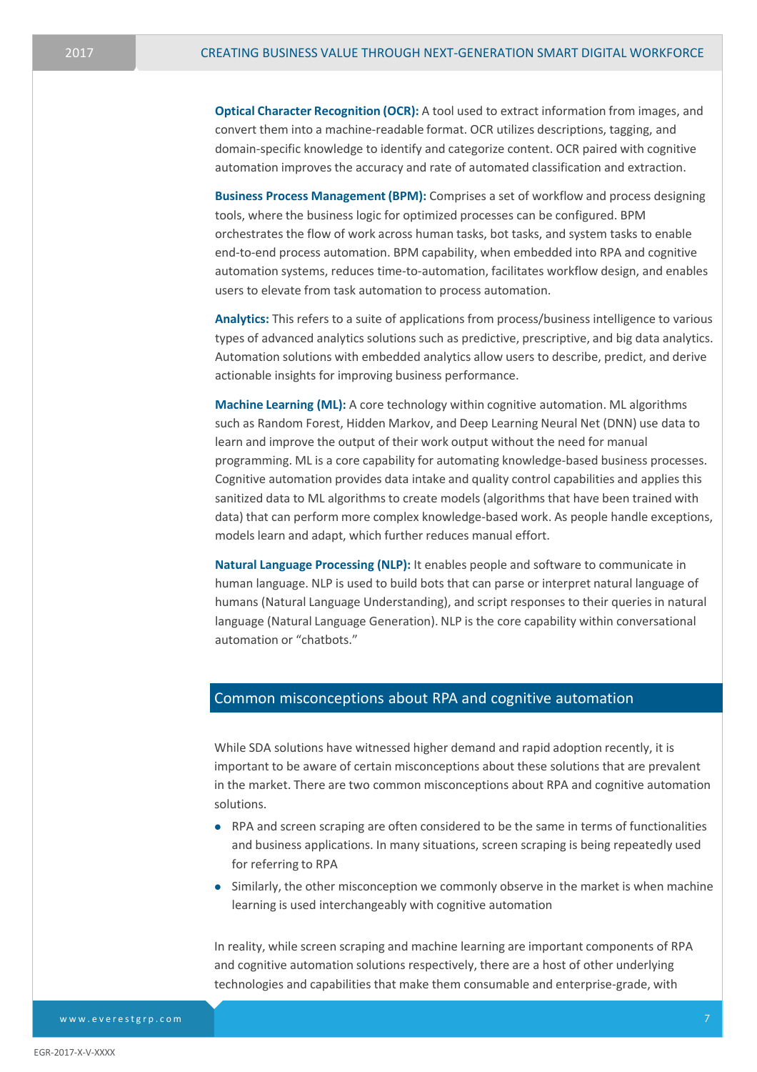**Optical Character Recognition (OCR):** A tool used to extract information from images, and convert them into a machine-readable format. OCR utilizes descriptions, tagging, and domain-specific knowledge to identify and categorize content. OCR paired with cognitive automation improves the accuracy and rate of automated classification and extraction.

**Business Process Management (BPM):** Comprises a set of workflow and process designing tools, where the business logic for optimized processes can be configured. BPM orchestrates the flow of work across human tasks, bot tasks, and system tasks to enable end-to-end process automation. BPM capability, when embedded into RPA and cognitive automation systems, reduces time-to-automation, facilitates workflow design, and enables users to elevate from task automation to process automation.

**Analytics:** This refers to a suite of applications from process/business intelligence to various types of advanced analytics solutions such as predictive, prescriptive, and big data analytics. Automation solutions with embedded analytics allow users to describe, predict, and derive actionable insights for improving business performance.

**Machine Learning (ML):** A core technology within cognitive automation. ML algorithms such as Random Forest, Hidden Markov, and Deep Learning Neural Net (DNN) use data to learn and improve the output of their work output without the need for manual programming. ML is a core capability for automating knowledge-based business processes. Cognitive automation provides data intake and quality control capabilities and applies this sanitized data to ML algorithms to create models (algorithms that have been trained with data) that can perform more complex knowledge-based work. As people handle exceptions, models learn and adapt, which further reduces manual effort.

**Natural Language Processing (NLP):** It enables people and software to communicate in human language. NLP is used to build bots that can parse or interpret natural language of humans (Natural Language Understanding), and script responses to their queries in natural language (Natural Language Generation). NLP is the core capability within conversational automation or "chatbots."

## Common misconceptions about RPA and cognitive automation

While SDA solutions have witnessed higher demand and rapid adoption recently, it is important to be aware of certain misconceptions about these solutions that are prevalent in the market. There are two common misconceptions about RPA and cognitive automation solutions.

- RPA and screen scraping are often considered to be the same in terms of functionalities and business applications. In many situations, screen scraping is being repeatedly used for referring to RPA
- Similarly, the other misconception we commonly observe in the market is when machine learning is used interchangeably with cognitive automation

In reality, while screen scraping and machine learning are important components of RPA and cognitive automation solutions respectively, there are a host of other underlying technologies and capabilities that make them consumable and enterprise-grade, with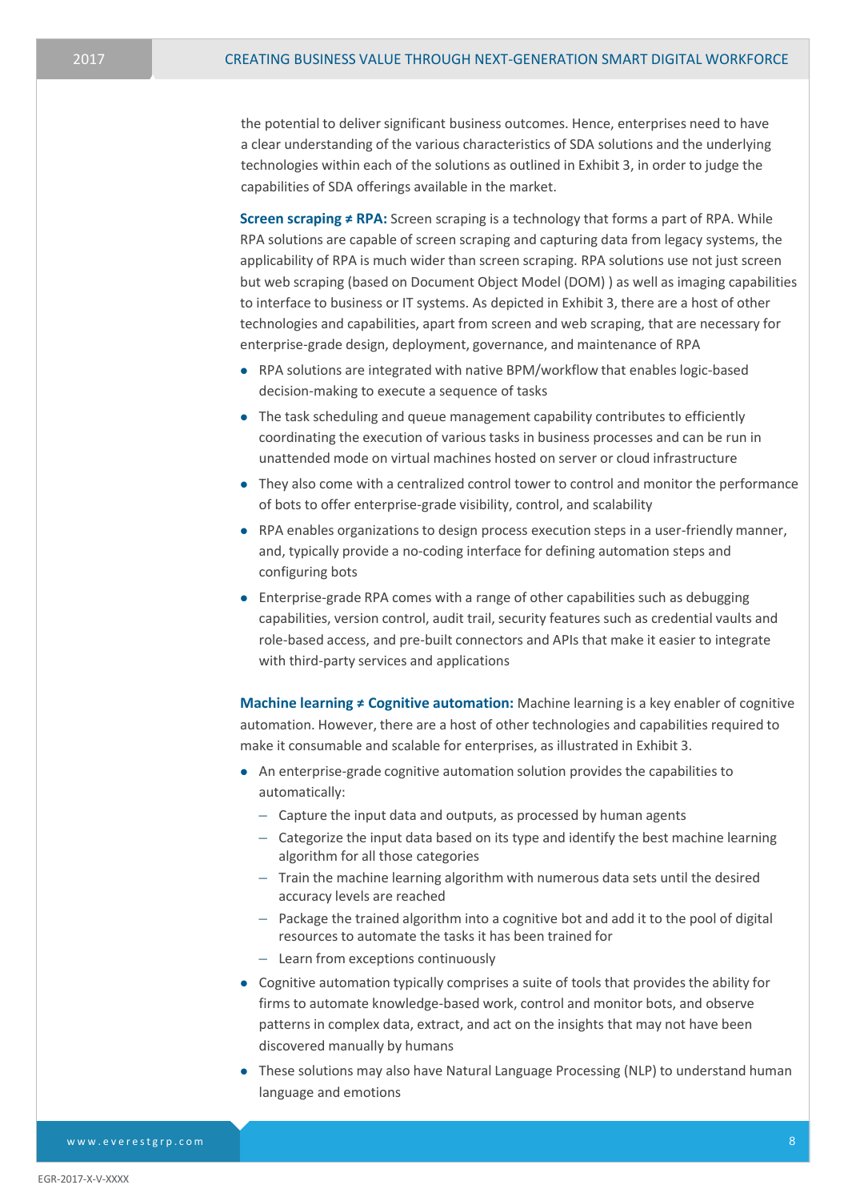the potential to deliver significant business outcomes. Hence, enterprises need to have a clear understanding of the various characteristics of SDA solutions and the underlying technologies within each of the solutions as outlined in Exhibit 3, in order to judge the capabilities of SDA offerings available in the market.

**Screen scraping ≠ RPA:** Screen scraping is a technology that forms a part of RPA. While RPA solutions are capable of screen scraping and capturing data from legacy systems, the applicability of RPA is much wider than screen scraping. RPA solutions use not just screen but web scraping (based on Document Object Model (DOM) ) as well as imaging capabilities to interface to business or IT systems. As depicted in Exhibit 3, there are a host of other technologies and capabilities, apart from screen and web scraping, that are necessary for enterprise-grade design, deployment, governance, and maintenance of RPA

- RPA solutions are integrated with native BPM/workflow that enables logic-based decision-making to execute a sequence of tasks
- The task scheduling and queue management capability contributes to efficiently coordinating the execution of various tasks in business processes and can be run in unattended mode on virtual machines hosted on server or cloud infrastructure
- They also come with a centralized control tower to control and monitor the performance of bots to offer enterprise-grade visibility, control, and scalability
- RPA enables organizations to design process execution steps in a user-friendly manner, and, typically provide a no-coding interface for defining automation steps and configuring bots
- Enterprise-grade RPA comes with a range of other capabilities such as debugging capabilities, version control, audit trail, security features such as credential vaults and role-based access, and pre-built connectors and APIs that make it easier to integrate with third-party services and applications

**Machine learning ≠ Cognitive automation:** Machine learning is a key enabler of cognitive automation. However, there are a host of other technologies and capabilities required to make it consumable and scalable for enterprises, as illustrated in Exhibit 3.

- An enterprise-grade cognitive automation solution provides the capabilities to automatically:
  - Capture the input data and outputs, as processed by human agents
  - Categorize the input data based on its type and identify the best machine learning algorithm for all those categories
  - Train the machine learning algorithm with numerous data sets until the desired accuracy levels are reached
  - Package the trained algorithm into a cognitive bot and add it to the pool of digital resources to automate the tasks it has been trained for
  - Learn from exceptions continuously
- Cognitive automation typically comprises a suite of tools that provides the ability for firms to automate knowledge-based work, control and monitor bots, and observe patterns in complex data, extract, and act on the insights that may not have been discovered manually by humans
- These solutions may also have Natural Language Processing (NLP) to understand human language and emotions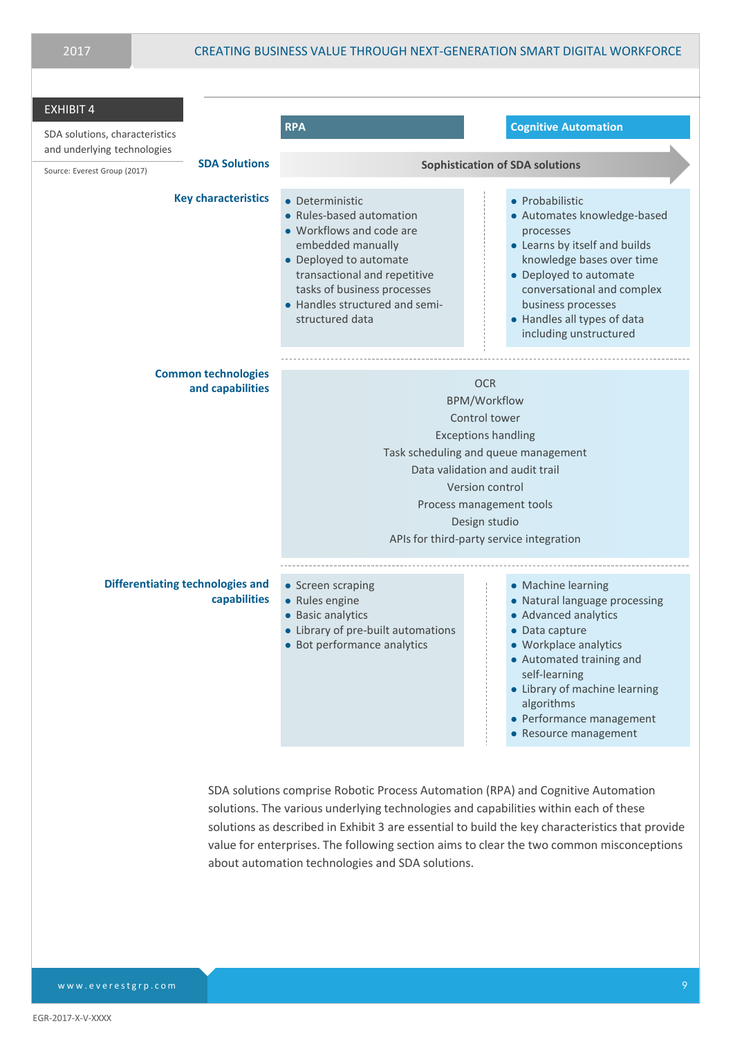**EXHIBIT 4**

SDA solutions, characteristics and underlying technologies

Source: Everest Group (2017)

| SDA Solutions | RPA | Cognitive Automation |
|---|---|---|
| | Sophistication of SDA solutions → | |
| **Key characteristics** | • Deterministic<br>• Rules-based automation<br>• Workflows and code are embedded manually<br>• Deployed to automate transactional and repetitive tasks of business processes<br>• Handles structured and semi-structured data | • Probabilistic<br>• Automates knowledge-based processes<br>• Learns by itself and builds knowledge bases over time<br>• Deployed to automate conversational and complex business processes<br>• Handles all types of data including unstructured |
| **Common technologies and capabilities** | OCR<br>BPM/Workflow<br>Control tower<br>Exceptions handling<br>Task scheduling and queue management<br>Data validation and audit trail<br>Version control<br>Process management tools<br>Design studio<br>APIs for third-party service integration | |
| **Differentiating technologies and capabilities** | • Screen scraping<br>• Rules engine<br>• Basic analytics<br>• Library of pre-built automations<br>• Bot performance analytics | • Machine learning<br>• Natural language processing<br>• Advanced analytics<br>• Data capture<br>• Workplace analytics<br>• Automated training and self-learning<br>• Library of machine learning algorithms<br>• Performance management<br>• Resource management |

SDA solutions comprise Robotic Process Automation (RPA) and Cognitive Automation solutions. The various underlying technologies and capabilities within each of these solutions as described in Exhibit 3 are essential to build the key characteristics that provide value for enterprises. The following section aims to clear the two common misconceptions about automation technologies and SDA solutions.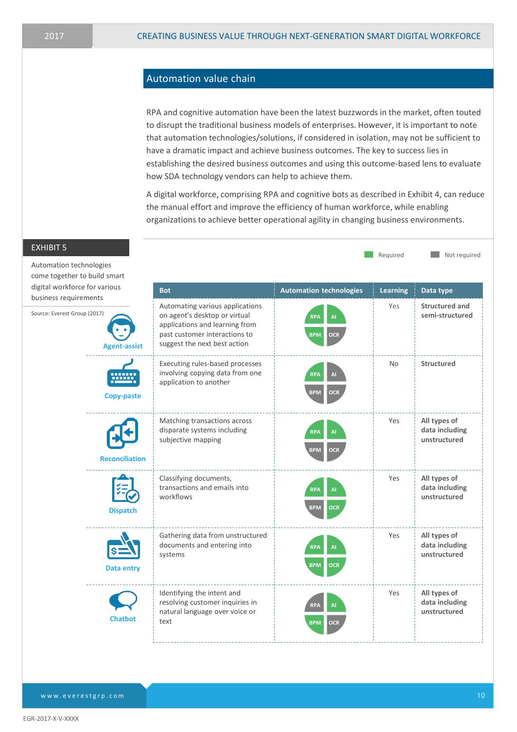## Automation value chain

RPA and cognitive automation have been the latest buzzwords in the market, often touted to disrupt the traditional business models of enterprises. However, it is important to note that automation technologies/solutions, if considered in isolation, may not be sufficient to have a dramatic impact and achieve business outcomes. The key to success lies in establishing the desired business outcomes and using this outcome-based lens to evaluate how SDA technology vendors can help to achieve them.

A digital workforce, comprising RPA and cognitive bots as described in Exhibit 4, can reduce the manual effort and improve the efficiency of human workforce, while enabling organizations to achieve better operational agility in changing business environments.

**EXHIBIT 5**

Automation technologies come together to build smart digital workforce for various business requirements

Source: Everest Group (2017)

Required / Not required

| Bot | | Automation technologies | Learning | Data type |
|---|---|---|---|---|
| Agent-assist | Automating various applications on agent's desktop or virtual applications and learning from past customer interactions to suggest the next best action | Required: RPA, AI, BPM; Not required: OCR | Yes | Structured and semi-structured |
| Copy-paste | Executing rules-based processes involving copying data from one application to another | Required: RPA; Not required: AI, BPM, OCR | No | Structured |
| Reconciliation | Matching transactions across disparate systems including subjective mapping | Required: RPA, AI; Not required: BPM, OCR | Yes | All types of data including unstructured |
| Dispatch | Classifying documents, transactions and emails into workflows | Required: RPA, AI, OCR; Not required: BPM | Yes | All types of data including unstructured |
| Data entry | Gathering data from unstructured documents and entering into systems | Required: RPA, AI, BPM, OCR | Yes | All types of data including unstructured |
| Chatbot | Identifying the intent and resolving customer inquiries in natural language over voice or text | Required: AI, BPM; Not required: RPA, OCR | Yes | All types of data including unstructured |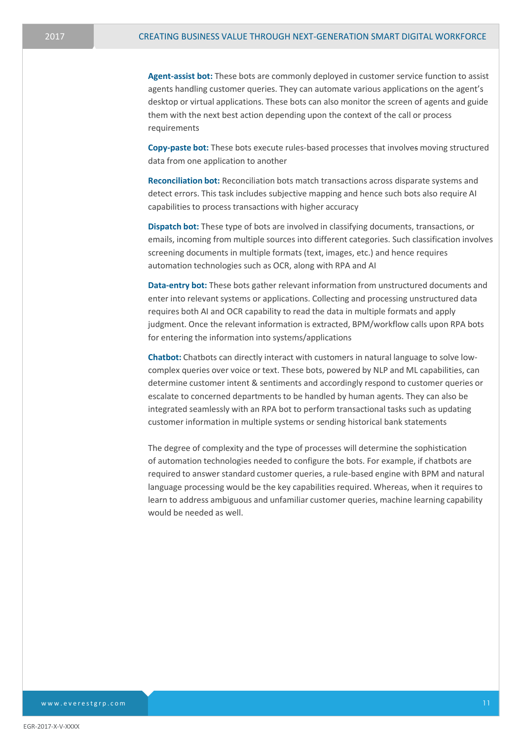**Agent-assist bot:** These bots are commonly deployed in customer service function to assist agents handling customer queries. They can automate various applications on the agent's desktop or virtual applications. These bots can also monitor the screen of agents and guide them with the next best action depending upon the context of the call or process requirements

**Copy-paste bot:** These bots execute rules-based processes that involves moving structured data from one application to another

**Reconciliation bot:** Reconciliation bots match transactions across disparate systems and detect errors. This task includes subjective mapping and hence such bots also require AI capabilities to process transactions with higher accuracy

**Dispatch bot:** These type of bots are involved in classifying documents, transactions, or emails, incoming from multiple sources into different categories. Such classification involves screening documents in multiple formats (text, images, etc.) and hence requires automation technologies such as OCR, along with RPA and AI

**Data-entry bot:** These bots gather relevant information from unstructured documents and enter into relevant systems or applications. Collecting and processing unstructured data requires both AI and OCR capability to read the data in multiple formats and apply judgment. Once the relevant information is extracted, BPM/workflow calls upon RPA bots for entering the information into systems/applications

**Chatbot:** Chatbots can directly interact with customers in natural language to solve low-complex queries over voice or text. These bots, powered by NLP and ML capabilities, can determine customer intent & sentiments and accordingly respond to customer queries or escalate to concerned departments to be handled by human agents. They can also be integrated seamlessly with an RPA bot to perform transactional tasks such as updating customer information in multiple systems or sending historical bank statements

The degree of complexity and the type of processes will determine the sophistication of automation technologies needed to configure the bots. For example, if chatbots are required to answer standard customer queries, a rule-based engine with BPM and natural language processing would be the key capabilities required. Whereas, when it requires to learn to address ambiguous and unfamiliar customer queries, machine learning capability would be needed as well.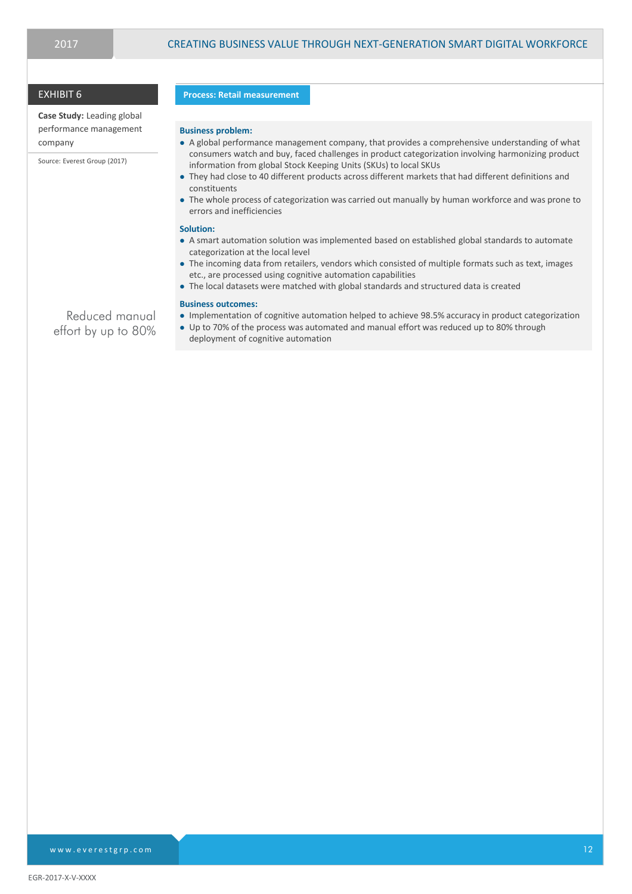EXHIBIT 6

**Case Study:** Leading global performance management company

Source: Everest Group (2017)

Reduced manual effort by up to 80%

**Process: Retail measurement**

**Business problem:**

- A global performance management company, that provides a comprehensive understanding of what consumers watch and buy, faced challenges in product categorization involving harmonizing product information from global Stock Keeping Units (SKUs) to local SKUs
- They had close to 40 different products across different markets that had different definitions and constituents
- The whole process of categorization was carried out manually by human workforce and was prone to errors and inefficiencies

**Solution:**

- A smart automation solution was implemented based on established global standards to automate categorization at the local level
- The incoming data from retailers, vendors which consisted of multiple formats such as text, images etc., are processed using cognitive automation capabilities
- The local datasets were matched with global standards and structured data is created

**Business outcomes:**

- Implementation of cognitive automation helped to achieve 98.5% accuracy in product categorization
- Up to 70% of the process was automated and manual effort was reduced up to 80% through deployment of cognitive automation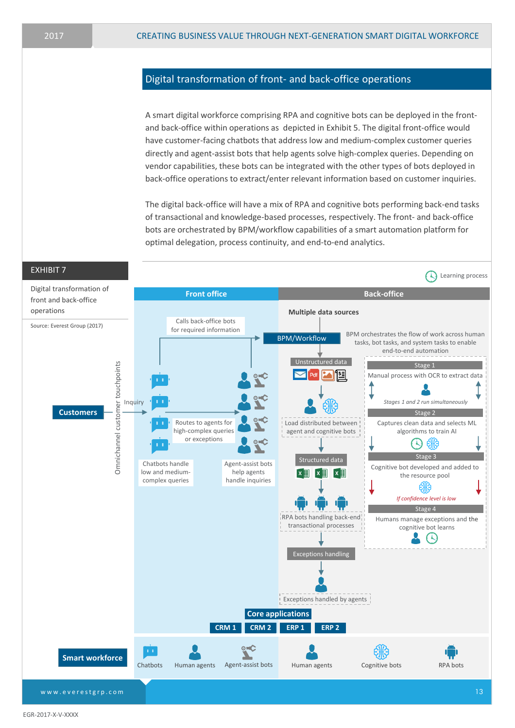## Digital transformation of front- and back-office operations

A smart digital workforce comprising RPA and cognitive bots can be deployed in the front- and back-office within operations as depicted in Exhibit 5. The digital front-office would have customer-facing chatbots that address low and medium-complex customer queries directly and agent-assist bots that help agents solve high-complex queries. Depending on vendor capabilities, these bots can be integrated with the other types of bots deployed in back-office operations to extract/enter relevant information based on customer inquiries.

The digital back-office will have a mix of RPA and cognitive bots performing back-end tasks of transactional and knowledge-based processes, respectively. The front- and back-office bots are orchestrated by BPM/workflow capabilities of a smart automation platform for optimal delegation, process continuity, and end-to-end analytics.

**EXHIBIT 7**

Digital transformation of front and back-office operations

Source: Everest Group (2017)

Learning process

**Front office**

Customers — Inquiry — Omnichannel customer touchpoints

Calls back-office bots for required information

Routes to agents for high-complex queries or exceptions

Chatbots handle low and medium-complex queries

Agent-assist bots help agents handle inquiries

**Back-office**

**Multiple data sources**

BPM/Workflow

BPM orchestrates the flow of work across human tasks, bot tasks, and system tasks to enable end-to-end automation

Unstructured data

Load distributed between agent and cognitive bots

Structured data

RPA bots handling back-end transactional processes

Exceptions handling

Exceptions handled by agents

Stage 1: Manual process with OCR to extract data

*Stages 1 and 2 run simultaneously*

Stage 2: Captures clean data and selects ML algorithms to train AI

Stage 3: Cognitive bot developed and added to the resource pool

*If confidence level is low*

Stage 4: Humans manage exceptions and the cognitive bot learns

**Core applications**

CRM 1 | CRM 2 | ERP 1 | ERP 2

**Smart workforce**

Chatbots | Human agents | Agent-assist bots | Human agents | Cognitive bots | RPA bots

EGR-2017-X-V-XXXX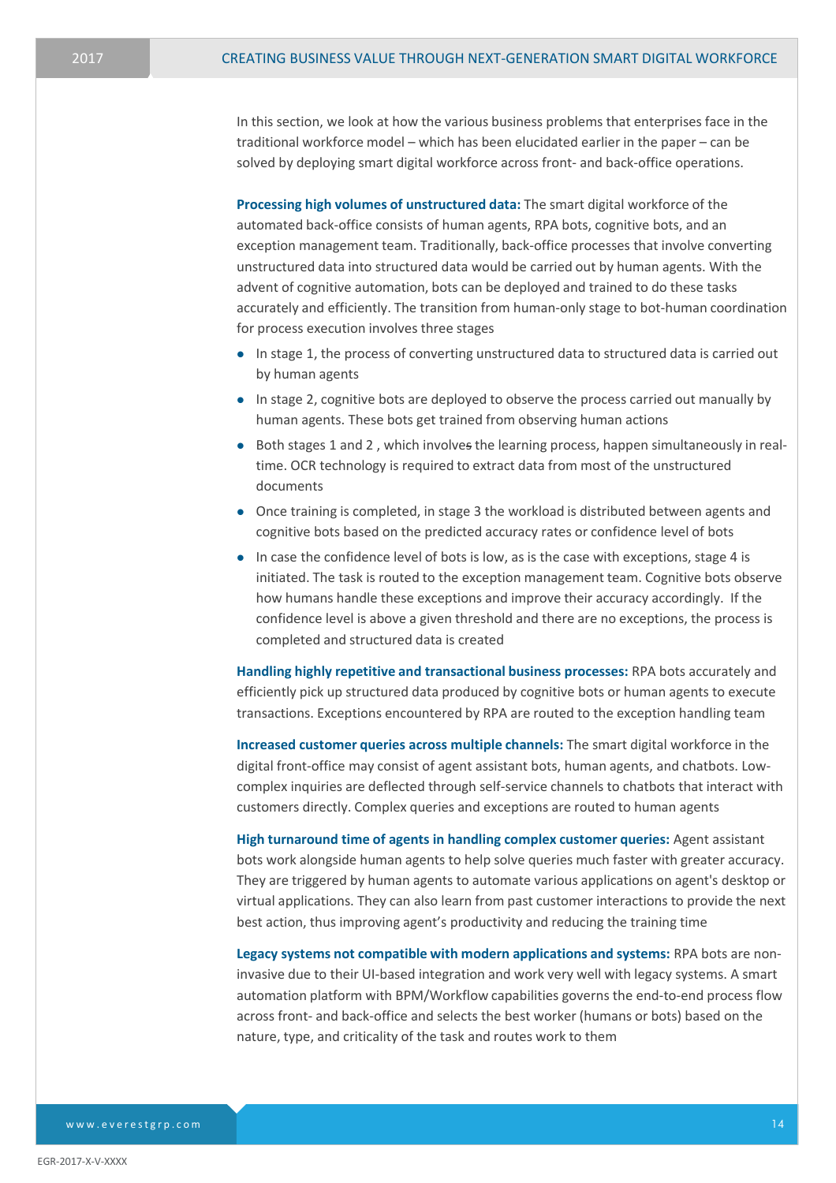In this section, we look at how the various business problems that enterprises face in the traditional workforce model – which has been elucidated earlier in the paper – can be solved by deploying smart digital workforce across front- and back-office operations.

**Processing high volumes of unstructured data:** The smart digital workforce of the automated back-office consists of human agents, RPA bots, cognitive bots, and an exception management team. Traditionally, back-office processes that involve converting unstructured data into structured data would be carried out by human agents. With the advent of cognitive automation, bots can be deployed and trained to do these tasks accurately and efficiently. The transition from human-only stage to bot-human coordination for process execution involves three stages

- In stage 1, the process of converting unstructured data to structured data is carried out by human agents
- In stage 2, cognitive bots are deployed to observe the process carried out manually by human agents. These bots get trained from observing human actions
- Both stages 1 and 2 , which involves the learning process, happen simultaneously in real-time. OCR technology is required to extract data from most of the unstructured documents
- Once training is completed, in stage 3 the workload is distributed between agents and cognitive bots based on the predicted accuracy rates or confidence level of bots
- In case the confidence level of bots is low, as is the case with exceptions, stage 4 is initiated. The task is routed to the exception management team. Cognitive bots observe how humans handle these exceptions and improve their accuracy accordingly. If the confidence level is above a given threshold and there are no exceptions, the process is completed and structured data is created

**Handling highly repetitive and transactional business processes:** RPA bots accurately and efficiently pick up structured data produced by cognitive bots or human agents to execute transactions. Exceptions encountered by RPA are routed to the exception handling team

**Increased customer queries across multiple channels:** The smart digital workforce in the digital front-office may consist of agent assistant bots, human agents, and chatbots. Low-complex inquiries are deflected through self-service channels to chatbots that interact with customers directly. Complex queries and exceptions are routed to human agents

**High turnaround time of agents in handling complex customer queries:** Agent assistant bots work alongside human agents to help solve queries much faster with greater accuracy. They are triggered by human agents to automate various applications on agent's desktop or virtual applications. They can also learn from past customer interactions to provide the next best action, thus improving agent's productivity and reducing the training time

**Legacy systems not compatible with modern applications and systems:** RPA bots are non-invasive due to their UI-based integration and work very well with legacy systems. A smart automation platform with BPM/Workflow capabilities governs the end-to-end process flow across front- and back-office and selects the best worker (humans or bots) based on the nature, type, and criticality of the task and routes work to them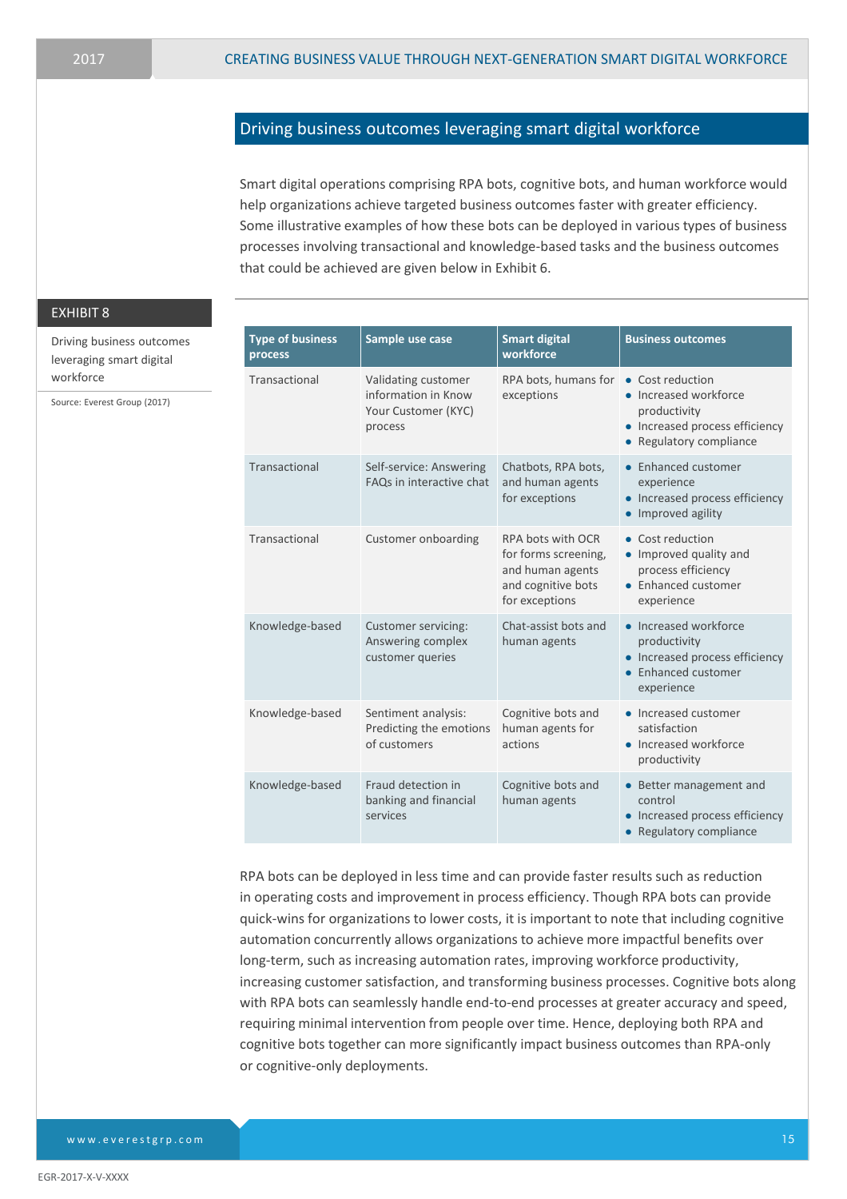## Driving business outcomes leveraging smart digital workforce

Smart digital operations comprising RPA bots, cognitive bots, and human workforce would help organizations achieve targeted business outcomes faster with greater efficiency. Some illustrative examples of how these bots can be deployed in various types of business processes involving transactional and knowledge-based tasks and the business outcomes that could be achieved are given below in Exhibit 6.

**EXHIBIT 8**

Driving business outcomes leveraging smart digital workforce

Source: Everest Group (2017)

| Type of business process | Sample use case | Smart digital workforce | Business outcomes |
|---|---|---|---|
| Transactional | Validating customer information in Know Your Customer (KYC) process | RPA bots, humans for exceptions | • Cost reduction<br>• Increased workforce productivity<br>• Increased process efficiency<br>• Regulatory compliance |
| Transactional | Self-service: Answering FAQs in interactive chat | Chatbots, RPA bots, and human agents for exceptions | • Enhanced customer experience<br>• Increased process efficiency<br>• Improved agility |
| Transactional | Customer onboarding | RPA bots with OCR for forms screening, and human agents and cognitive bots for exceptions | • Cost reduction<br>• Improved quality and process efficiency<br>• Enhanced customer experience |
| Knowledge-based | Customer servicing: Answering complex customer queries | Chat-assist bots and human agents | • Increased workforce productivity<br>• Increased process efficiency<br>• Enhanced customer experience |
| Knowledge-based | Sentiment analysis: Predicting the emotions of customers | Cognitive bots and human agents for actions | • Increased customer satisfaction<br>• Increased workforce productivity |
| Knowledge-based | Fraud detection in banking and financial services | Cognitive bots and human agents | • Better management and control<br>• Increased process efficiency<br>• Regulatory compliance |

RPA bots can be deployed in less time and can provide faster results such as reduction in operating costs and improvement in process efficiency. Though RPA bots can provide quick-wins for organizations to lower costs, it is important to note that including cognitive automation concurrently allows organizations to achieve more impactful benefits over long-term, such as increasing automation rates, improving workforce productivity, increasing customer satisfaction, and transforming business processes. Cognitive bots along with RPA bots can seamlessly handle end-to-end processes at greater accuracy and speed, requiring minimal intervention from people over time. Hence, deploying both RPA and cognitive bots together can more significantly impact business outcomes than RPA-only or cognitive-only deployments.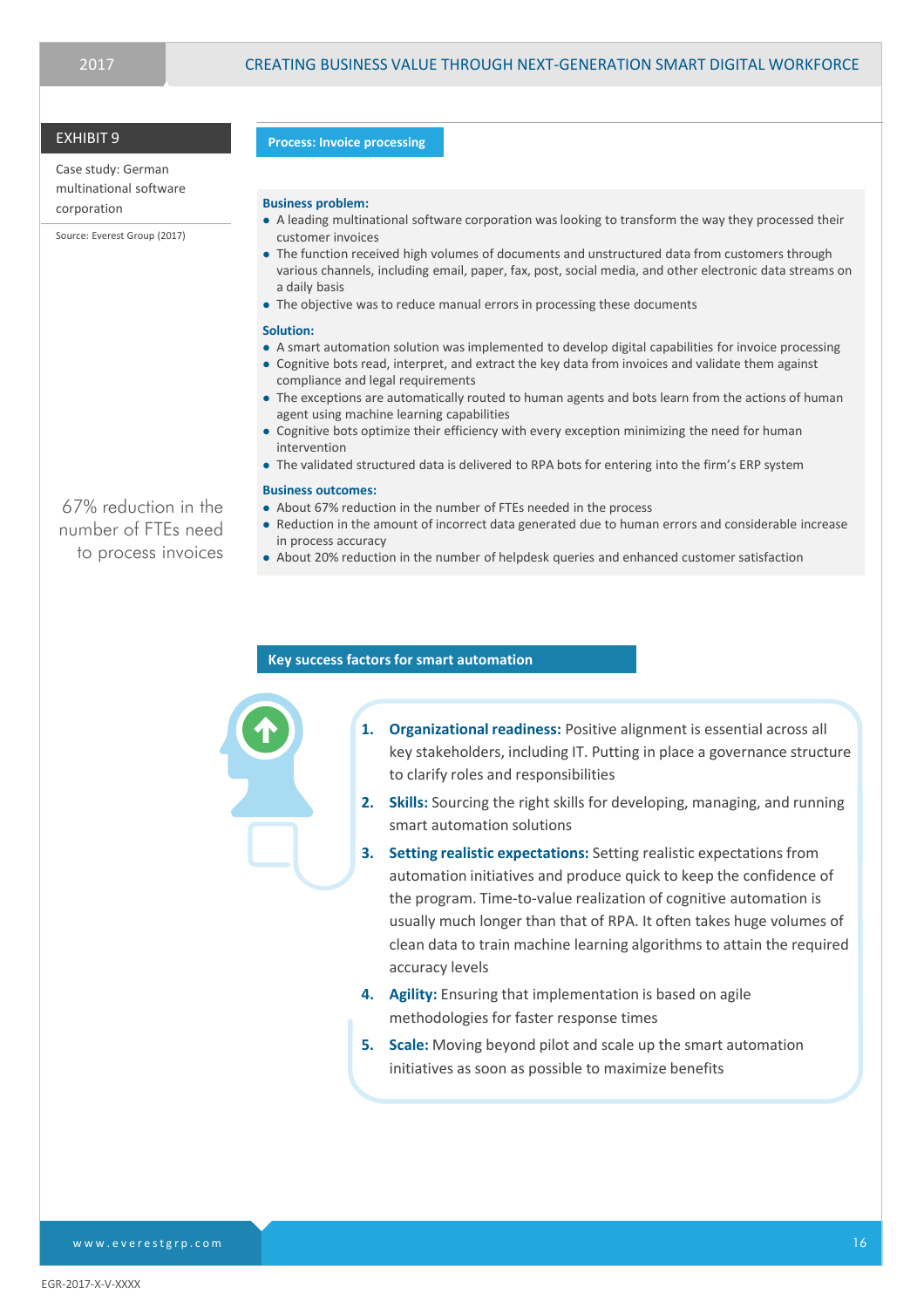EXHIBIT 9

Case study: German multinational software corporation

Source: Everest Group (2017)

**Process: Invoice processing**

**Business problem:**

- A leading multinational software corporation was looking to transform the way they processed their customer invoices
- The function received high volumes of documents and unstructured data from customers through various channels, including email, paper, fax, post, social media, and other electronic data streams on a daily basis
- The objective was to reduce manual errors in processing these documents

**Solution:**

- A smart automation solution was implemented to develop digital capabilities for invoice processing
- Cognitive bots read, interpret, and extract the key data from invoices and validate them against compliance and legal requirements
- The exceptions are automatically routed to human agents and bots learn from the actions of human agent using machine learning capabilities
- Cognitive bots optimize their efficiency with every exception minimizing the need for human intervention
- The validated structured data is delivered to RPA bots for entering into the firm's ERP system

**Business outcomes:**

- About 67% reduction in the number of FTEs needed in the process
- Reduction in the amount of incorrect data generated due to human errors and considerable increase in process accuracy
- About 20% reduction in the number of helpdesk queries and enhanced customer satisfaction

67% reduction in the number of FTEs need to process invoices

## Key success factors for smart automation

1. **Organizational readiness:** Positive alignment is essential across all key stakeholders, including IT. Putting in place a governance structure to clarify roles and responsibilities
2. **Skills:** Sourcing the right skills for developing, managing, and running smart automation solutions
3. **Setting realistic expectations:** Setting realistic expectations from automation initiatives and produce quick to keep the confidence of the program. Time-to-value realization of cognitive automation is usually much longer than that of RPA. It often takes huge volumes of clean data to train machine learning algorithms to attain the required accuracy levels
4. **Agility:** Ensuring that implementation is based on agile methodologies for faster response times
5. **Scale:** Moving beyond pilot and scale up the smart automation initiatives as soon as possible to maximize benefits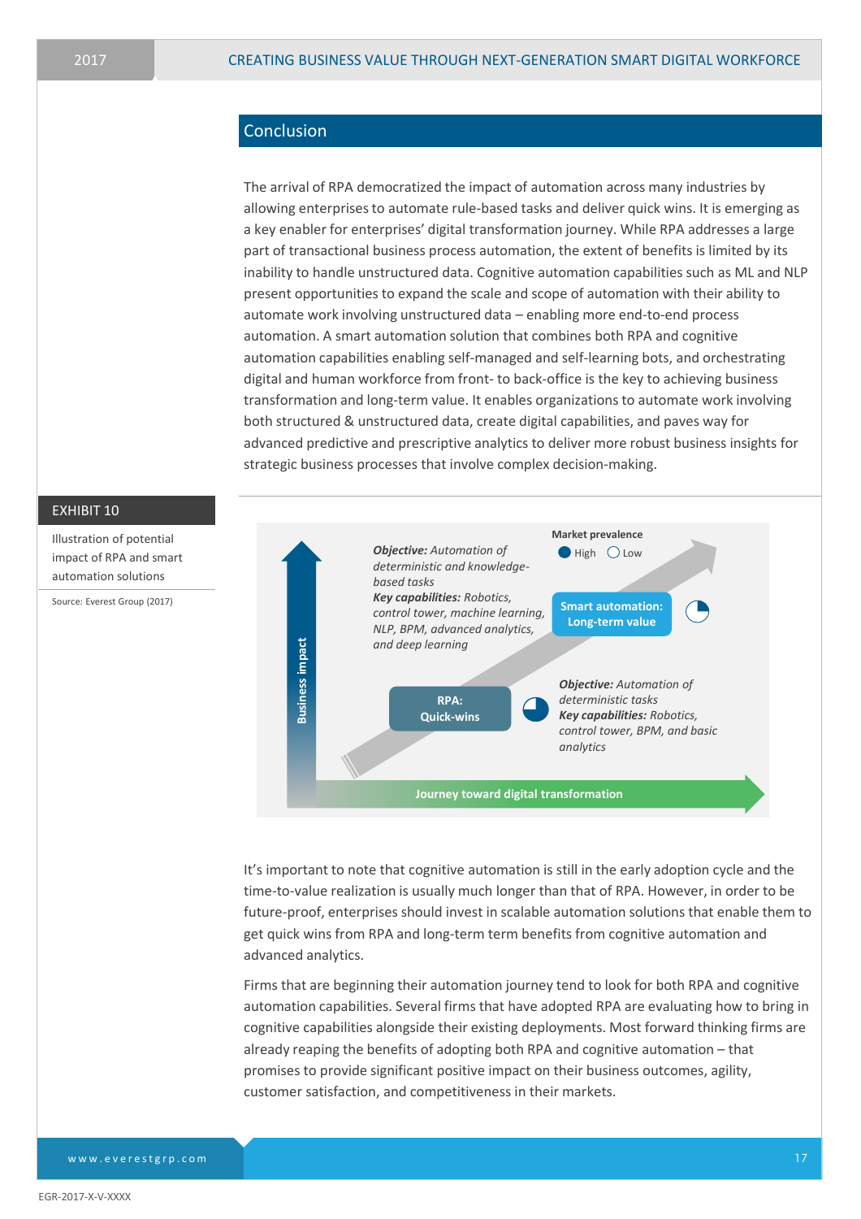## Conclusion

The arrival of RPA democratized the impact of automation across many industries by allowing enterprises to automate rule-based tasks and deliver quick wins. It is emerging as a key enabler for enterprises' digital transformation journey. While RPA addresses a large part of transactional business process automation, the extent of benefits is limited by its inability to handle unstructured data. Cognitive automation capabilities such as ML and NLP present opportunities to expand the scale and scope of automation with their ability to automate work involving unstructured data – enabling more end-to-end process automation. A smart automation solution that combines both RPA and cognitive automation capabilities enabling self-managed and self-learning bots, and orchestrating digital and human workforce from front- to back-office is the key to achieving business transformation and long-term value. It enables organizations to automate work involving both structured & unstructured data, create digital capabilities, and paves way for advanced predictive and prescriptive analytics to deliver more robust business insights for strategic business processes that involve complex decision-making.

**EXHIBIT 10**

Illustration of potential impact of RPA and smart automation solutions

Source: Everest Group (2017)

Market prevalence: ● High ○ Low

Business impact

Journey toward digital transformation

**RPA: Quick-wins**

***Objective:*** *Automation of deterministic tasks*
***Key capabilities:*** *Robotics, control tower, BPM, and basic analytics*

**Smart automation: Long-term value**

***Objective:*** *Automation of deterministic and knowledge-based tasks*
***Key capabilities:*** *Robotics, control tower, machine learning, NLP, BPM, advanced analytics, and deep learning*

It's important to note that cognitive automation is still in the early adoption cycle and the time-to-value realization is usually much longer than that of RPA. However, in order to be future-proof, enterprises should invest in scalable automation solutions that enable them to get quick wins from RPA and long-term term benefits from cognitive automation and advanced analytics.

Firms that are beginning their automation journey tend to look for both RPA and cognitive automation capabilities. Several firms that have adopted RPA are evaluating how to bring in cognitive capabilities alongside their existing deployments. Most forward thinking firms are already reaping the benefits of adopting both RPA and cognitive automation – that promises to provide significant positive impact on their business outcomes, agility, customer satisfaction, and competitiveness in their markets.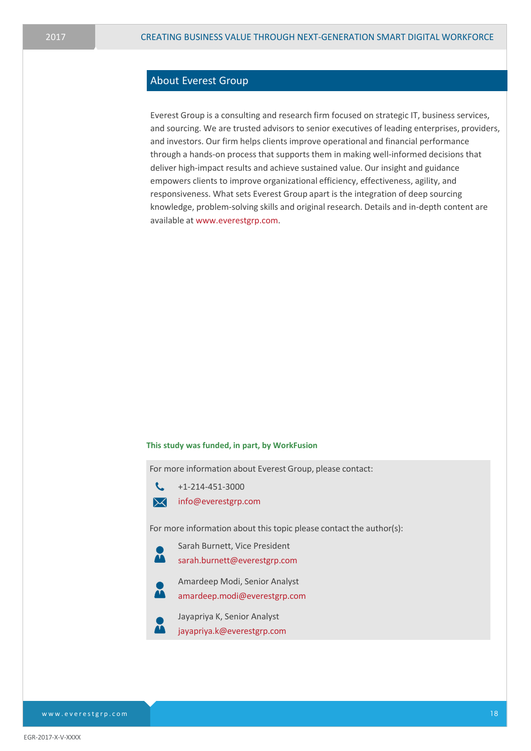## About Everest Group

Everest Group is a consulting and research firm focused on strategic IT, business services, and sourcing. We are trusted advisors to senior executives of leading enterprises, providers, and investors. Our firm helps clients improve operational and financial performance through a hands-on process that supports them in making well-informed decisions that deliver high-impact results and achieve sustained value. Our insight and guidance empowers clients to improve organizational efficiency, effectiveness, agility, and responsiveness. What sets Everest Group apart is the integration of deep sourcing knowledge, problem-solving skills and original research. Details and in-depth content are available at www.everestgrp.com.

**This study was funded, in part, by WorkFusion**

For more information about Everest Group, please contact:

+1-214-451-3000

info@everestgrp.com

For more information about this topic please contact the author(s):

Sarah Burnett, Vice President
sarah.burnett@everestgrp.com

Amardeep Modi, Senior Analyst
amardeep.modi@everestgrp.com

Jayapriya K, Senior Analyst
jayapriya.k@everestgrp.com

EGR-2017-X-V-XXXX